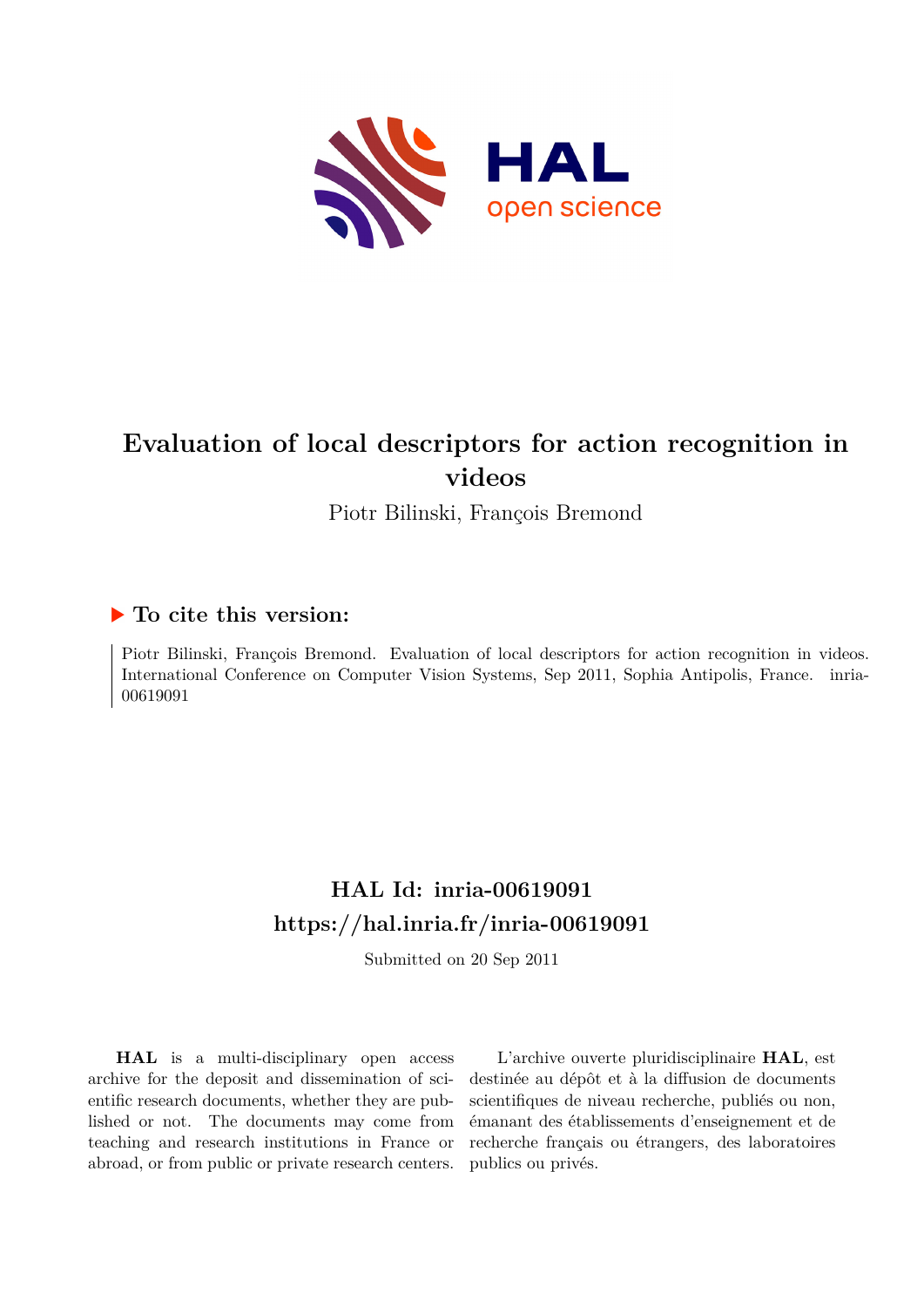# Evaluation of local descriptors for action recognition in videos

Piotr Bilinski, François Bremond

### ▶ To cite this version:

Piotr Bilinski, François Bremond. Evaluation of local descriptors for action recognition in videos. International Conference on Computer Vision Systems, Sep 2011, Sophia Antipolis, France. inria-00619091

## HAL Id: inria-00619091
## https://hal.inria.fr/inria-00619091

Submitted on 20 Sep 2011

**HAL** is a multi-disciplinary open access archive for the deposit and dissemination of scientific research documents, whether they are published or not. The documents may come from teaching and research institutions in France or abroad, or from public or private research centers.

L'archive ouverte pluridisciplinaire **HAL**, est destinée au dépôt et à la diffusion de documents scientifiques de niveau recherche, publiés ou non, émanant des établissements d'enseignement et de recherche français ou étrangers, des laboratoires publics ou privés.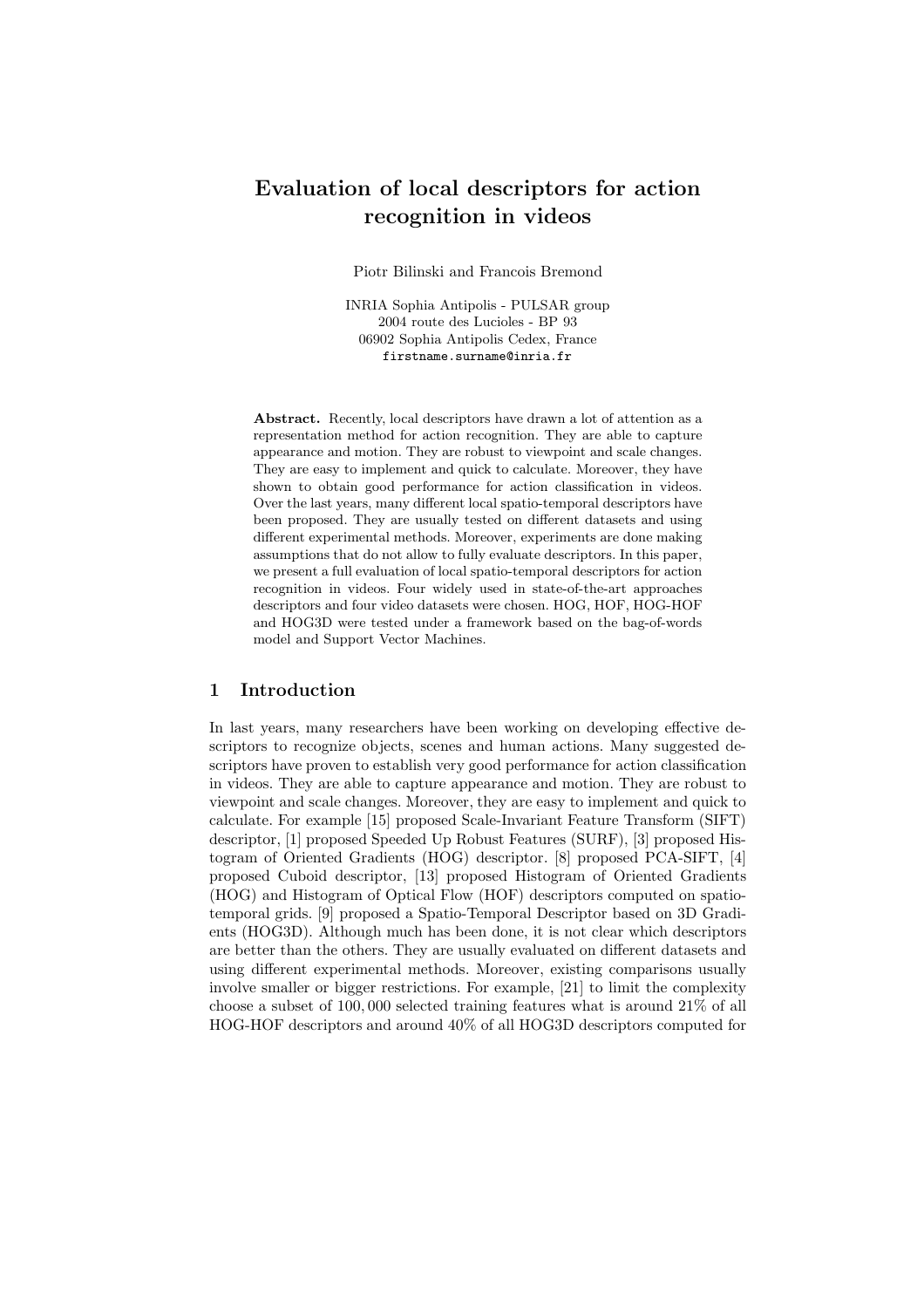# Evaluation of local descriptors for action recognition in videos

Piotr Bilinski and Francois Bremond

INRIA Sophia Antipolis - PULSAR group
2004 route des Lucioles - BP 93
06902 Sophia Antipolis Cedex, France
firstname.surname@inria.fr

**Abstract.** Recently, local descriptors have drawn a lot of attention as a representation method for action recognition. They are able to capture appearance and motion. They are robust to viewpoint and scale changes. They are easy to implement and quick to calculate. Moreover, they have shown to obtain good performance for action classification in videos. Over the last years, many different local spatio-temporal descriptors have been proposed. They are usually tested on different datasets and using different experimental methods. Moreover, experiments are done making assumptions that do not allow to fully evaluate descriptors. In this paper, we present a full evaluation of local spatio-temporal descriptors for action recognition in videos. Four widely used in state-of-the-art approaches descriptors and four video datasets were chosen. HOG, HOF, HOG-HOF and HOG3D were tested under a framework based on the bag-of-words model and Support Vector Machines.

## 1 Introduction

In last years, many researchers have been working on developing effective descriptors to recognize objects, scenes and human actions. Many suggested descriptors have proven to establish very good performance for action classification in videos. They are able to capture appearance and motion. They are robust to viewpoint and scale changes. Moreover, they are easy to implement and quick to calculate. For example [15] proposed Scale-Invariant Feature Transform (SIFT) descriptor, [1] proposed Speeded Up Robust Features (SURF), [3] proposed Histogram of Oriented Gradients (HOG) descriptor. [8] proposed PCA-SIFT, [4] proposed Cuboid descriptor, [13] proposed Histogram of Oriented Gradients (HOG) and Histogram of Optical Flow (HOF) descriptors computed on spatio-temporal grids. [9] proposed a Spatio-Temporal Descriptor based on 3D Gradients (HOG3D). Although much has been done, it is not clear which descriptors are better than the others. They are usually evaluated on different datasets and using different experimental methods. Moreover, existing comparisons usually involve smaller or bigger restrictions. For example, [21] to limit the complexity choose a subset of 100, 000 selected training features what is around 21% of all HOG-HOF descriptors and around 40% of all HOG3D descriptors computed for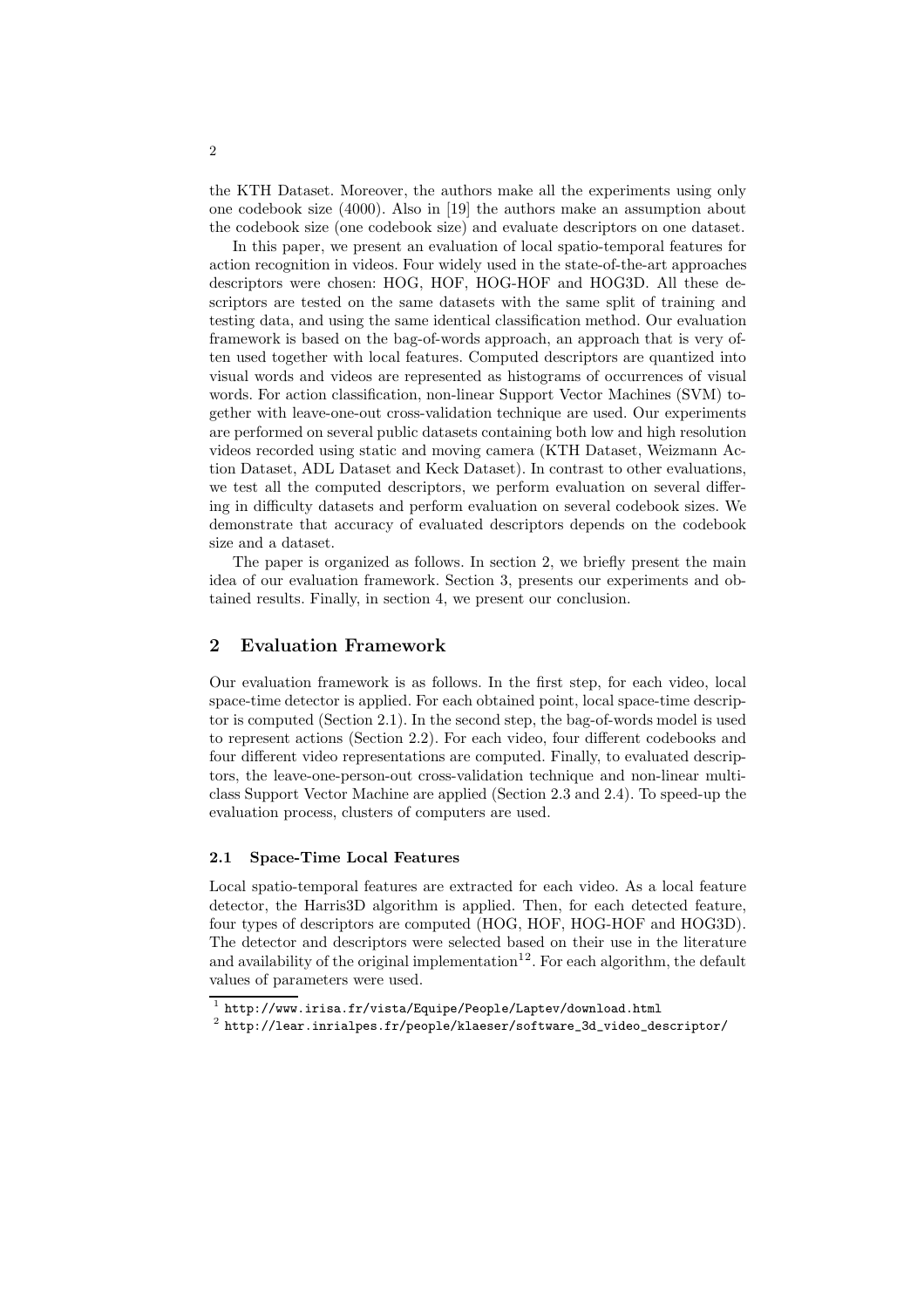the KTH Dataset. Moreover, the authors make all the experiments using only one codebook size (4000). Also in [19] the authors make an assumption about the codebook size (one codebook size) and evaluate descriptors on one dataset.

In this paper, we present an evaluation of local spatio-temporal features for action recognition in videos. Four widely used in the state-of-the-art approaches descriptors were chosen: HOG, HOF, HOG-HOF and HOG3D. All these descriptors are tested on the same datasets with the same split of training and testing data, and using the same identical classification method. Our evaluation framework is based on the bag-of-words approach, an approach that is very often used together with local features. Computed descriptors are quantized into visual words and videos are represented as histograms of occurrences of visual words. For action classification, non-linear Support Vector Machines (SVM) together with leave-one-out cross-validation technique are used. Our experiments are performed on several public datasets containing both low and high resolution videos recorded using static and moving camera (KTH Dataset, Weizmann Action Dataset, ADL Dataset and Keck Dataset). In contrast to other evaluations, we test all the computed descriptors, we perform evaluation on several differing in difficulty datasets and perform evaluation on several codebook sizes. We demonstrate that accuracy of evaluated descriptors depends on the codebook size and a dataset.

The paper is organized as follows. In section 2, we briefly present the main idea of our evaluation framework. Section 3, presents our experiments and obtained results. Finally, in section 4, we present our conclusion.

## 2 Evaluation Framework

Our evaluation framework is as follows. In the first step, for each video, local space-time detector is applied. For each obtained point, local space-time descriptor is computed (Section 2.1). In the second step, the bag-of-words model is used to represent actions (Section 2.2). For each video, four different codebooks and four different video representations are computed. Finally, to evaluated descriptors, the leave-one-person-out cross-validation technique and non-linear multi-class Support Vector Machine are applied (Section 2.3 and 2.4). To speed-up the evaluation process, clusters of computers are used.

### 2.1 Space-Time Local Features

Local spatio-temporal features are extracted for each video. As a local feature detector, the Harris3D algorithm is applied. Then, for each detected feature, four types of descriptors are computed (HOG, HOF, HOG-HOF and HOG3D). The detector and descriptors were selected based on their use in the literature and availability of the original implementation[1,2]. For each algorithm, the default values of parameters were used.

[1] http://www.irisa.fr/vista/Equipe/People/Laptev/download.html

[2] http://lear.inrialpes.fr/people/klaeser/software_3d_video_descriptor/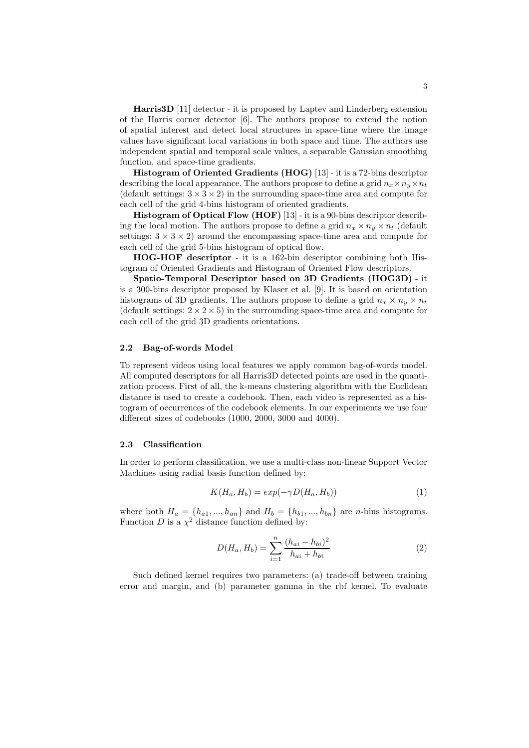**Harris3D** [11] detector - it is proposed by Laptev and Linderberg extension of the Harris corner detector [6]. The authors propose to extend the notion of spatial interest and detect local structures in space-time where the image values have significant local variations in both space and time. The authors use independent spatial and temporal scale values, a separable Gaussian smoothing function, and space-time gradients.

**Histogram of Oriented Gradients (HOG)** [13] - it is a 72-bins descriptor describing the local appearance. The authors propose to define a grid $n_x \times n_y \times n_t$ (default settings: $3 \times 3 \times 2$) in the surrounding space-time area and compute for each cell of the grid 4-bins histogram of oriented gradients.

**Histogram of Optical Flow (HOF)** [13] - it is a 90-bins descriptor describing the local motion. The authors propose to define a grid $n_x \times n_y \times n_t$ (default settings: $3 \times 3 \times 2$) around the encompassing space-time area and compute for each cell of the grid 5-bins histogram of optical flow.

**HOG-HOF descriptor** - it is a 162-bin descriptor combining both Histogram of Oriented Gradients and Histogram of Oriented Flow descriptors.

**Spatio-Temporal Descriptor based on 3D Gradients (HOG3D)** - it is a 300-bins descriptor proposed by Klaser et al. [9]. It is based on orientation histograms of 3D gradients. The authors propose to define a grid $n_x \times n_y \times n_t$ (default settings: $2 \times 2 \times 5$) in the surrounding space-time area and compute for each cell of the grid 3D gradients orientations.

### 2.2 Bag-of-words Model

To represent videos using local features we apply common bag-of-words model. All computed descriptors for all Harris3D detected points are used in the quantization process. First of all, the k-means clustering algorithm with the Euclidean distance is used to create a codebook. Then, each video is represented as a histogram of occurrences of the codebook elements. In our experiments we use four different sizes of codebooks (1000, 2000, 3000 and 4000).

### 2.3 Classification

In order to perform classification, we use a multi-class non-linear Support Vector Machines using radial basis function defined by:

$$K(H_a, H_b) = exp(-\gamma D(H_a, H_b)) \tag{1}$$

where both $H_a = \{h_{a1}, ..., h_{an}\}$ and $H_b = \{h_{b1}, ..., h_{bn}\}$ are $n$-bins histograms. Function $D$ is a $\chi^2$ distance function defined by:

$$D(H_a, H_b) = \sum_{i=1}^{n} \frac{(h_{ai} - h_{bi})^2}{h_{ai} + h_{bi}} \tag{2}$$

Such defined kernel requires two parameters: (a) trade-off between training error and margin, and (b) parameter gamma in the rbf kernel. To evaluate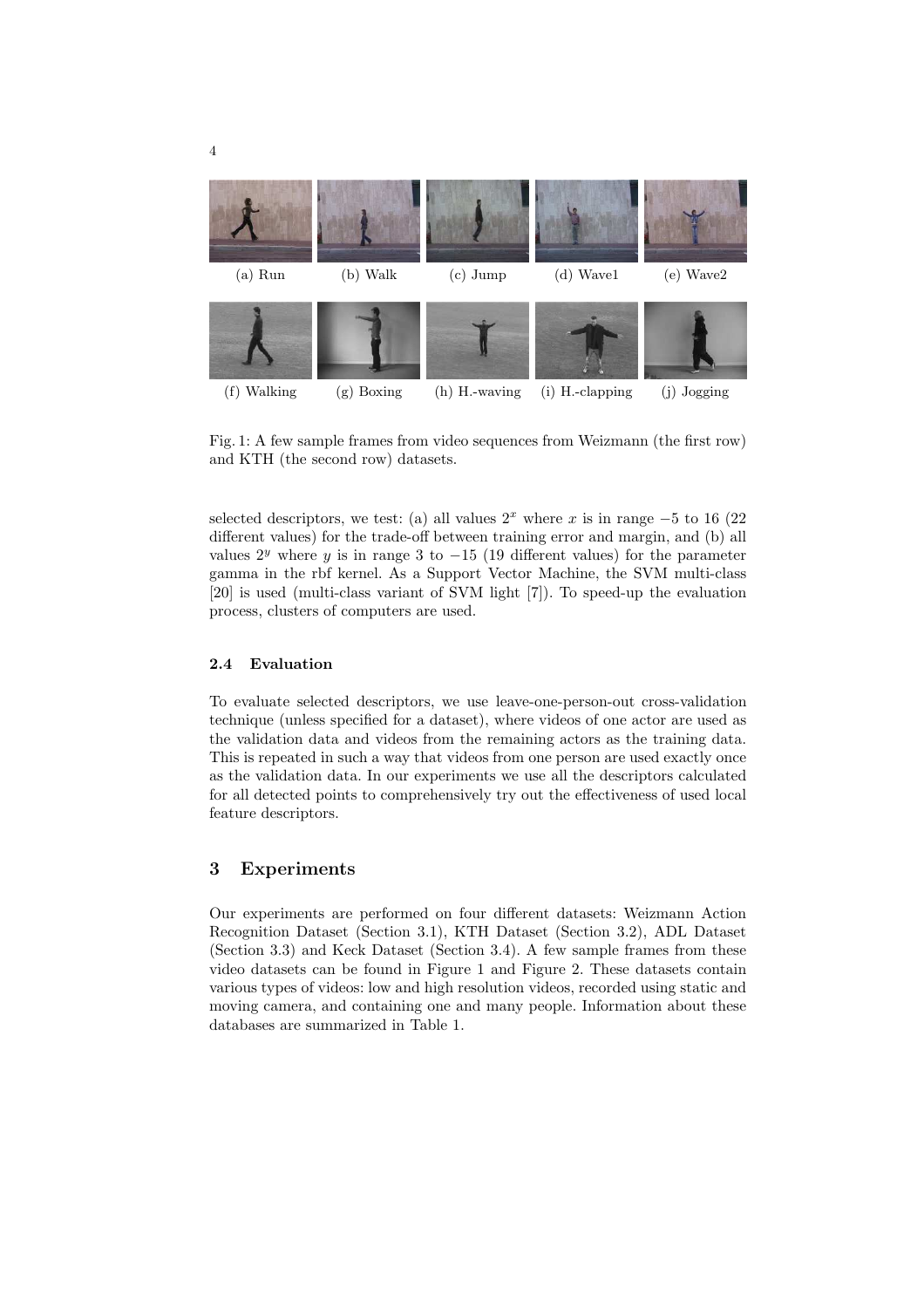(a) Run (b) Walk (c) Jump (d) Wave1 (e) Wave2

(f) Walking (g) Boxing (h) H.-waving (i) H.-clapping (j) Jogging

Fig. 1: A few sample frames from video sequences from Weizmann (the first row) and KTH (the second row) datasets.

selected descriptors, we test: (a) all values $2^x$ where $x$ is in range $-5$ to 16 (22 different values) for the trade-off between training error and margin, and (b) all values $2^y$ where $y$ is in range 3 to $-15$ (19 different values) for the parameter gamma in the rbf kernel. As a Support Vector Machine, the SVM multi-class [20] is used (multi-class variant of SVM light [7]). To speed-up the evaluation process, clusters of computers are used.

### 2.4 Evaluation

To evaluate selected descriptors, we use leave-one-person-out cross-validation technique (unless specified for a dataset), where videos of one actor are used as the validation data and videos from the remaining actors as the training data. This is repeated in such a way that videos from one person are used exactly once as the validation data. In our experiments we use all the descriptors calculated for all detected points to comprehensively try out the effectiveness of used local feature descriptors.

## 3 Experiments

Our experiments are performed on four different datasets: Weizmann Action Recognition Dataset (Section 3.1), KTH Dataset (Section 3.2), ADL Dataset (Section 3.3) and Keck Dataset (Section 3.4). A few sample frames from these video datasets can be found in Figure 1 and Figure 2. These datasets contain various types of videos: low and high resolution videos, recorded using static and moving camera, and containing one and many people. Information about these databases are summarized in Table 1.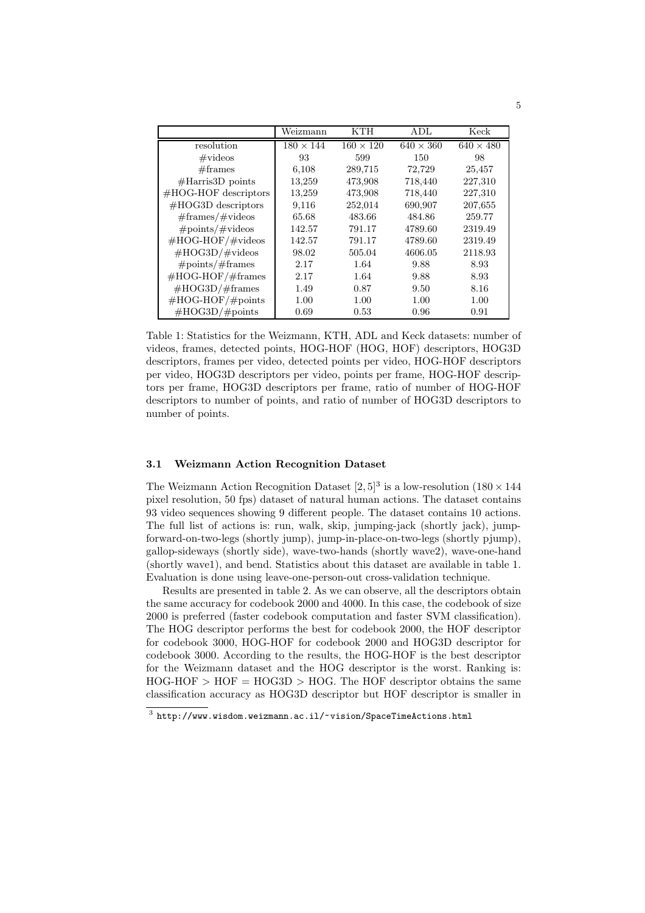| | Weizmann | KTH | ADL | Keck |
|---|---|---|---|---|
| resolution | $180 \times 144$ | $160 \times 120$ | $640 \times 360$ | $640 \times 480$ |
| #videos | 93 | 599 | 150 | 98 |
| #frames | 6,108 | 289,715 | 72,729 | 25,457 |
| #Harris3D points | 13,259 | 473,908 | 718,440 | 227,310 |
| #HOG-HOF descriptors | 13,259 | 473,908 | 718,440 | 227,310 |
| #HOG3D descriptors | 9,116 | 252,014 | 690,907 | 207,655 |
| #frames/#videos | 65.68 | 483.66 | 484.86 | 259.77 |
| #points/#videos | 142.57 | 791.17 | 4789.60 | 2319.49 |
| #HOG-HOF/#videos | 142.57 | 791.17 | 4789.60 | 2319.49 |
| #HOG3D/#videos | 98.02 | 505.04 | 4606.05 | 2118.93 |
| #points/#frames | 2.17 | 1.64 | 9.88 | 8.93 |
| #HOG-HOF/#frames | 2.17 | 1.64 | 9.88 | 8.93 |
| #HOG3D/#frames | 1.49 | 0.87 | 9.50 | 8.16 |
| #HOG-HOF/#points | 1.00 | 1.00 | 1.00 | 1.00 |
| #HOG3D/#points | 0.69 | 0.53 | 0.96 | 0.91 |

Table 1: Statistics for the Weizmann, KTH, ADL and Keck datasets: number of videos, frames, detected points, HOG-HOF (HOG, HOF) descriptors, HOG3D descriptors, frames per video, detected points per video, HOG-HOF descriptors per video, HOG3D descriptors per video, points per frame, HOG-HOF descriptors per frame, HOG3D descriptors per frame, ratio of number of HOG-HOF descriptors to number of points, and ratio of number of HOG3D descriptors to number of points.

### 3.1 Weizmann Action Recognition Dataset

The Weizmann Action Recognition Dataset [2, 5][3] is a low-resolution ($180 \times 144$ pixel resolution, 50 fps) dataset of natural human actions. The dataset contains 93 video sequences showing 9 different people. The dataset contains 10 actions. The full list of actions is: run, walk, skip, jumping-jack (shortly jack), jump-forward-on-two-legs (shortly jump), jump-in-place-on-two-legs (shortly pjump), gallop-sideways (shortly side), wave-two-hands (shortly wave2), wave-one-hand (shortly wave1), and bend. Statistics about this dataset are available in table 1. Evaluation is done using leave-one-person-out cross-validation technique.

Results are presented in table 2. As we can observe, all the descriptors obtain the same accuracy for codebook 2000 and 4000. In this case, the codebook of size 2000 is preferred (faster codebook computation and faster SVM classification). The HOG descriptor performs the best for codebook 2000, the HOF descriptor for codebook 3000, HOG-HOF for codebook 2000 and HOG3D descriptor for codebook 3000. According to the results, the HOG-HOF is the best descriptor for the Weizmann dataset and the HOG descriptor is the worst. Ranking is: HOG-HOF > HOF = HOG3D > HOG. The HOF descriptor obtains the same classification accuracy as HOG3D descriptor but HOF descriptor is smaller in

[3] http://www.wisdom.weizmann.ac.il/~vision/SpaceTimeActions.html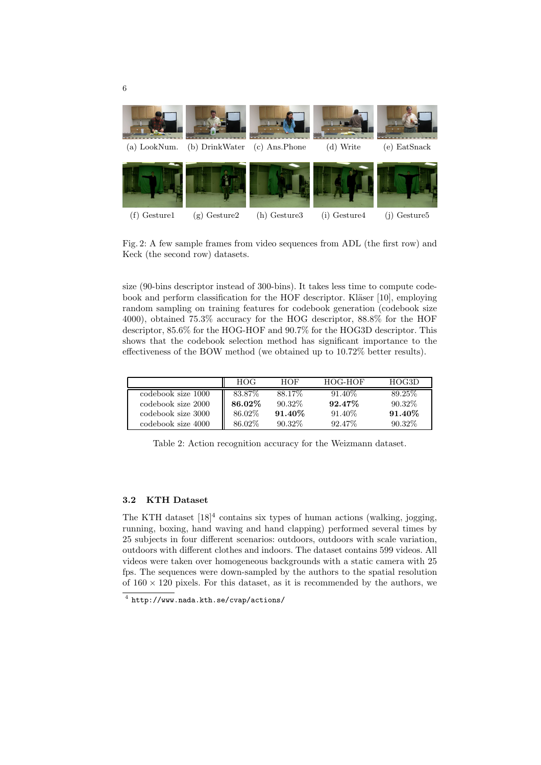(a) LookNum. (b) DrinkWater (c) Ans.Phone (d) Write (e) EatSnack

(f) Gesture1 (g) Gesture2 (h) Gesture3 (i) Gesture4 (j) Gesture5

Fig. 2: A few sample frames from video sequences from ADL (the first row) and Keck (the second row) datasets.

size (90-bins descriptor instead of 300-bins). It takes less time to compute codebook and perform classification for the HOF descriptor. Kläser [10], employing random sampling on training features for codebook generation (codebook size 4000), obtained 75.3% accuracy for the HOG descriptor, 88.8% for the HOF descriptor, 85.6% for the HOG-HOF and 90.7% for the HOG3D descriptor. This shows that the codebook selection method has significant importance to the effectiveness of the BOW method (we obtained up to 10.72% better results).

| | HOG | HOF | HOG-HOF | HOG3D |
|---|---|---|---|---|
| codebook size 1000 | 83.87% | 88.17% | 91.40% | 89.25% |
| codebook size 2000 | **86.02%** | 90.32% | **92.47%** | 90.32% |
| codebook size 3000 | 86.02% | **91.40%** | 91.40% | **91.40%** |
| codebook size 4000 | 86.02% | 90.32% | 92.47% | 90.32% |

Table 2: Action recognition accuracy for the Weizmann dataset.

### 3.2 KTH Dataset

The KTH dataset [18][4] contains six types of human actions (walking, jogging, running, boxing, hand waving and hand clapping) performed several times by 25 subjects in four different scenarios: outdoors, outdoors with scale variation, outdoors with different clothes and indoors. The dataset contains 599 videos. All videos were taken over homogeneous backgrounds with a static camera with 25 fps. The sequences were down-sampled by the authors to the spatial resolution of $160 \times 120$ pixels. For this dataset, as it is recommended by the authors, we

[4] http://www.nada.kth.se/cvap/actions/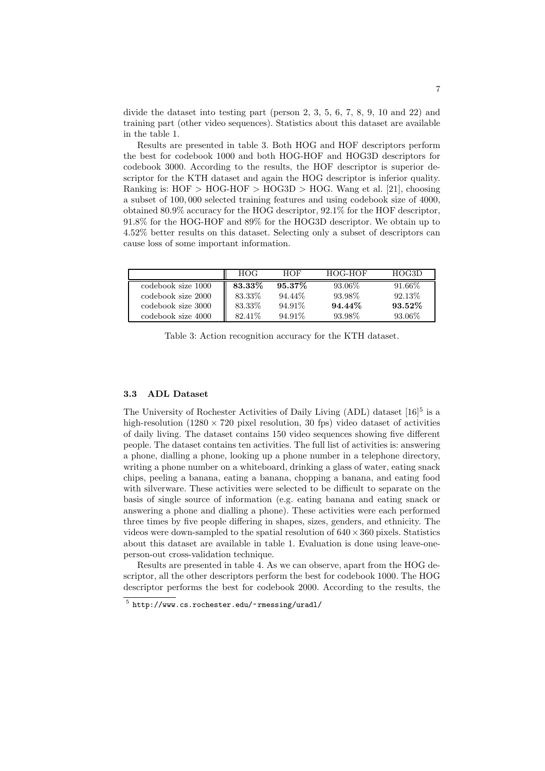divide the dataset into testing part (person 2, 3, 5, 6, 7, 8, 9, 10 and 22) and training part (other video sequences). Statistics about this dataset are available in the table 1.

Results are presented in table 3. Both HOG and HOF descriptors perform the best for codebook 1000 and both HOG-HOF and HOG3D descriptors for codebook 3000. According to the results, the HOF descriptor is superior descriptor for the KTH dataset and again the HOG descriptor is inferior quality. Ranking is: HOF > HOG-HOF > HOG3D > HOG. Wang et al. [21], choosing a subset of 100,000 selected training features and using codebook size of 4000, obtained 80.9% accuracy for the HOG descriptor, 92.1% for the HOF descriptor, 91.8% for the HOG-HOF and 89% for the HOG3D descriptor. We obtain up to 4.52% better results on this dataset. Selecting only a subset of descriptors can cause loss of some important information.

| | HOG | HOF | HOG-HOF | HOG3D |
|---|---|---|---|---|
| codebook size 1000 | **83.33%** | **95.37%** | 93.06% | 91.66% |
| codebook size 2000 | 83.33% | 94.44% | 93.98% | 92.13% |
| codebook size 3000 | 83.33% | 94.91% | **94.44%** | **93.52%** |
| codebook size 4000 | 82.41% | 94.91% | 93.98% | 93.06% |

Table 3: Action recognition accuracy for the KTH dataset.

### 3.3 ADL Dataset

The University of Rochester Activities of Daily Living (ADL) dataset [16][5] is a high-resolution ($1280 \times 720$ pixel resolution, 30 fps) video dataset of activities of daily living. The dataset contains 150 video sequences showing five different people. The dataset contains ten activities. The full list of activities is: answering a phone, dialling a phone, looking up a phone number in a telephone directory, writing a phone number on a whiteboard, drinking a glass of water, eating snack chips, peeling a banana, eating a banana, chopping a banana, and eating food with silverware. These activities were selected to be difficult to separate on the basis of single source of information (e.g. eating banana and eating snack or answering a phone and dialling a phone). These activities were each performed three times by five people differing in shapes, sizes, genders, and ethnicity. The videos were down-sampled to the spatial resolution of $640 \times 360$ pixels. Statistics about this dataset are available in table 1. Evaluation is done using leave-one-person-out cross-validation technique.

Results are presented in table 4. As we can observe, apart from the HOG descriptor, all the other descriptors perform the best for codebook 1000. The HOG descriptor performs the best for codebook 2000. According to the results, the

[5] http://www.cs.rochester.edu/~rmessing/uradl/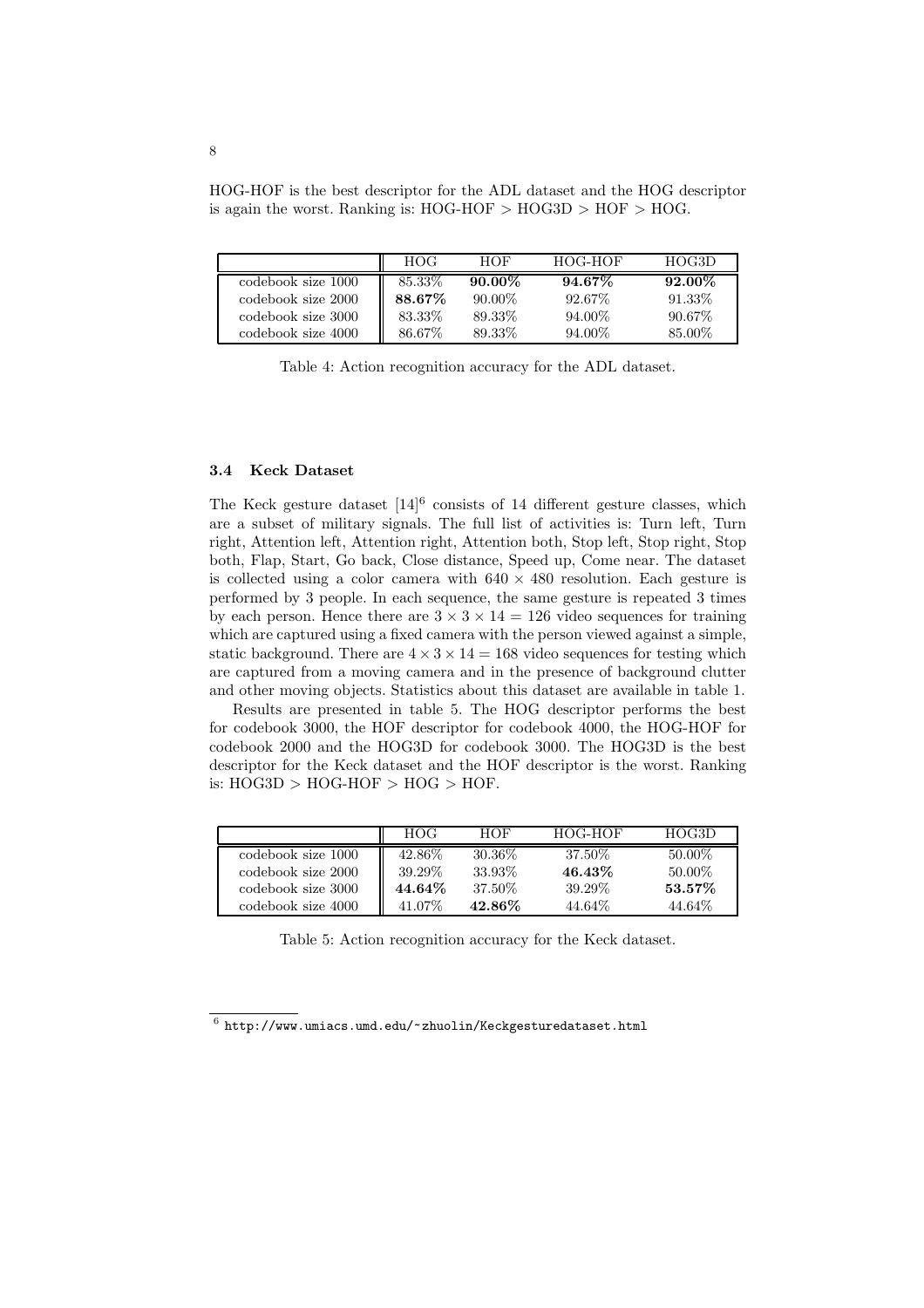HOG-HOF is the best descriptor for the ADL dataset and the HOG descriptor is again the worst. Ranking is: HOG-HOF > HOG3D > HOF > HOG.

| | HOG | HOF | HOG-HOF | HOG3D |
|---|---|---|---|---|
| codebook size 1000 | 85.33% | **90.00%** | **94.67%** | **92.00%** |
| codebook size 2000 | **88.67%** | 90.00% | 92.67% | 91.33% |
| codebook size 3000 | 83.33% | 89.33% | 94.00% | 90.67% |
| codebook size 4000 | 86.67% | 89.33% | 94.00% | 85.00% |

Table 4: Action recognition accuracy for the ADL dataset.

### 3.4 Keck Dataset

The Keck gesture dataset [14][6] consists of 14 different gesture classes, which are a subset of military signals. The full list of activities is: Turn left, Turn right, Attention left, Attention right, Attention both, Stop left, Stop right, Stop both, Flap, Start, Go back, Close distance, Speed up, Come near. The dataset is collected using a color camera with $640 \times 480$ resolution. Each gesture is performed by 3 people. In each sequence, the same gesture is repeated 3 times by each person. Hence there are $3 \times 3 \times 14 = 126$ video sequences for training which are captured using a fixed camera with the person viewed against a simple, static background. There are $4 \times 3 \times 14 = 168$ video sequences for testing which are captured from a moving camera and in the presence of background clutter and other moving objects. Statistics about this dataset are available in table 1.

Results are presented in table 5. The HOG descriptor performs the best for codebook 3000, the HOF descriptor for codebook 4000, the HOG-HOF for codebook 2000 and the HOG3D for codebook 3000. The HOG3D is the best descriptor for the Keck dataset and the HOF descriptor is the worst. Ranking is: HOG3D > HOG-HOF > HOG > HOF.

| | HOG | HOF | HOG-HOF | HOG3D |
|---|---|---|---|---|
| codebook size 1000 | 42.86% | 30.36% | 37.50% | 50.00% |
| codebook size 2000 | 39.29% | 33.93% | **46.43%** | 50.00% |
| codebook size 3000 | **44.64%** | 37.50% | 39.29% | **53.57%** |
| codebook size 4000 | 41.07% | **42.86%** | 44.64% | 44.64% |

Table 5: Action recognition accuracy for the Keck dataset.

[6] http://www.umiacs.umd.edu/~zhuolin/Keckgesturedataset.html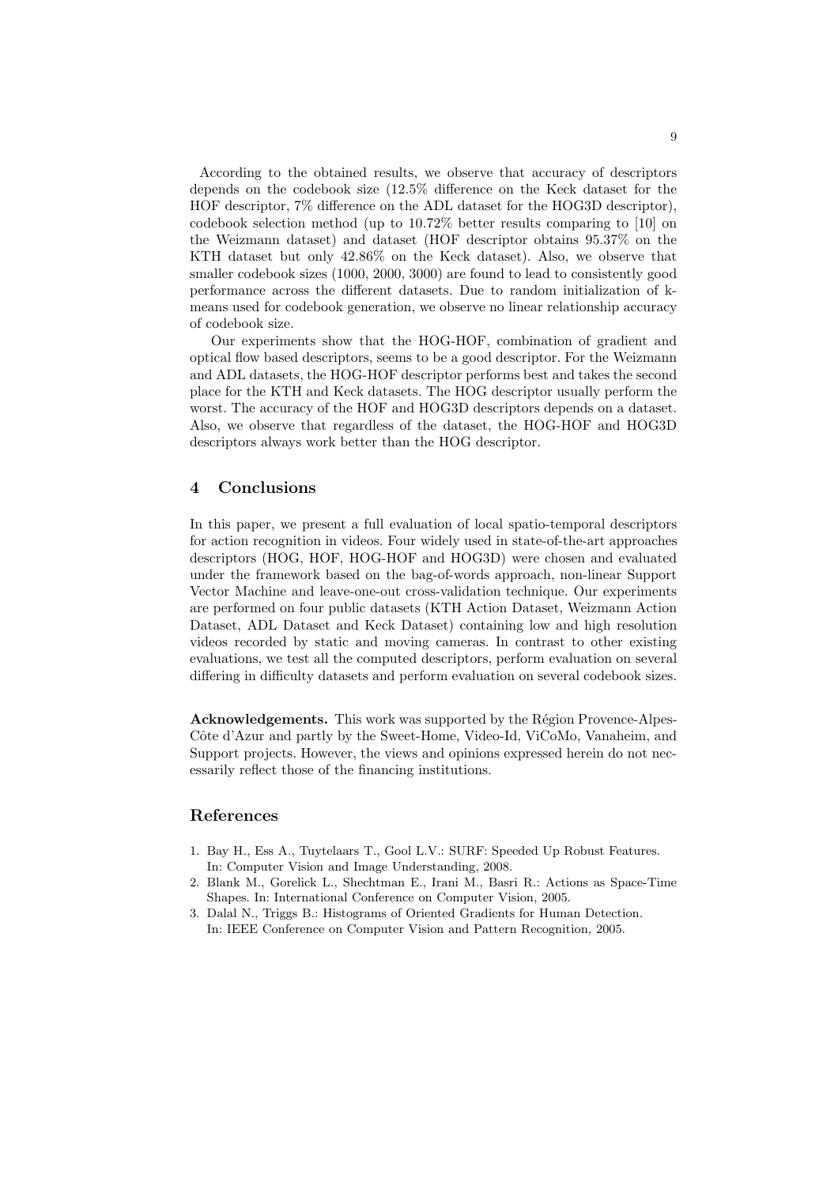According to the obtained results, we observe that accuracy of descriptors depends on the codebook size (12.5% difference on the Keck dataset for the HOF descriptor, 7% difference on the ADL dataset for the HOG3D descriptor), codebook selection method (up to 10.72% better results comparing to [10] on the Weizmann dataset) and dataset (HOF descriptor obtains 95.37% on the KTH dataset but only 42.86% on the Keck dataset). Also, we observe that smaller codebook sizes (1000, 2000, 3000) are found to lead to consistently good performance across the different datasets. Due to random initialization of k-means used for codebook generation, we observe no linear relationship accuracy of codebook size.

Our experiments show that the HOG-HOF, combination of gradient and optical flow based descriptors, seems to be a good descriptor. For the Weizmann and ADL datasets, the HOG-HOF descriptor performs best and takes the second place for the KTH and Keck datasets. The HOG descriptor usually perform the worst. The accuracy of the HOF and HOG3D descriptors depends on a dataset. Also, we observe that regardless of the dataset, the HOG-HOF and HOG3D descriptors always work better than the HOG descriptor.

## 4 Conclusions

In this paper, we present a full evaluation of local spatio-temporal descriptors for action recognition in videos. Four widely used in state-of-the-art approaches descriptors (HOG, HOF, HOG-HOF and HOG3D) were chosen and evaluated under the framework based on the bag-of-words approach, non-linear Support Vector Machine and leave-one-out cross-validation technique. Our experiments are performed on four public datasets (KTH Action Dataset, Weizmann Action Dataset, ADL Dataset and Keck Dataset) containing low and high resolution videos recorded by static and moving cameras. In contrast to other existing evaluations, we test all the computed descriptors, perform evaluation on several differing in difficulty datasets and perform evaluation on several codebook sizes.

**Acknowledgements.** This work was supported by the Région Provence-Alpes-Côte d'Azur and partly by the Sweet-Home, Video-Id, ViCoMo, Vanaheim, and Support projects. However, the views and opinions expressed herein do not necessarily reflect those of the financing institutions.

## References

1. Bay H., Ess A., Tuytelaars T., Gool L.V.: SURF: Speeded Up Robust Features. In: Computer Vision and Image Understanding, 2008.
2. Blank M., Gorelick L., Shechtman E., Irani M., Basri R.: Actions as Space-Time Shapes. In: International Conference on Computer Vision, 2005.
3. Dalal N., Triggs B.: Histograms of Oriented Gradients for Human Detection. In: IEEE Conference on Computer Vision and Pattern Recognition, 2005.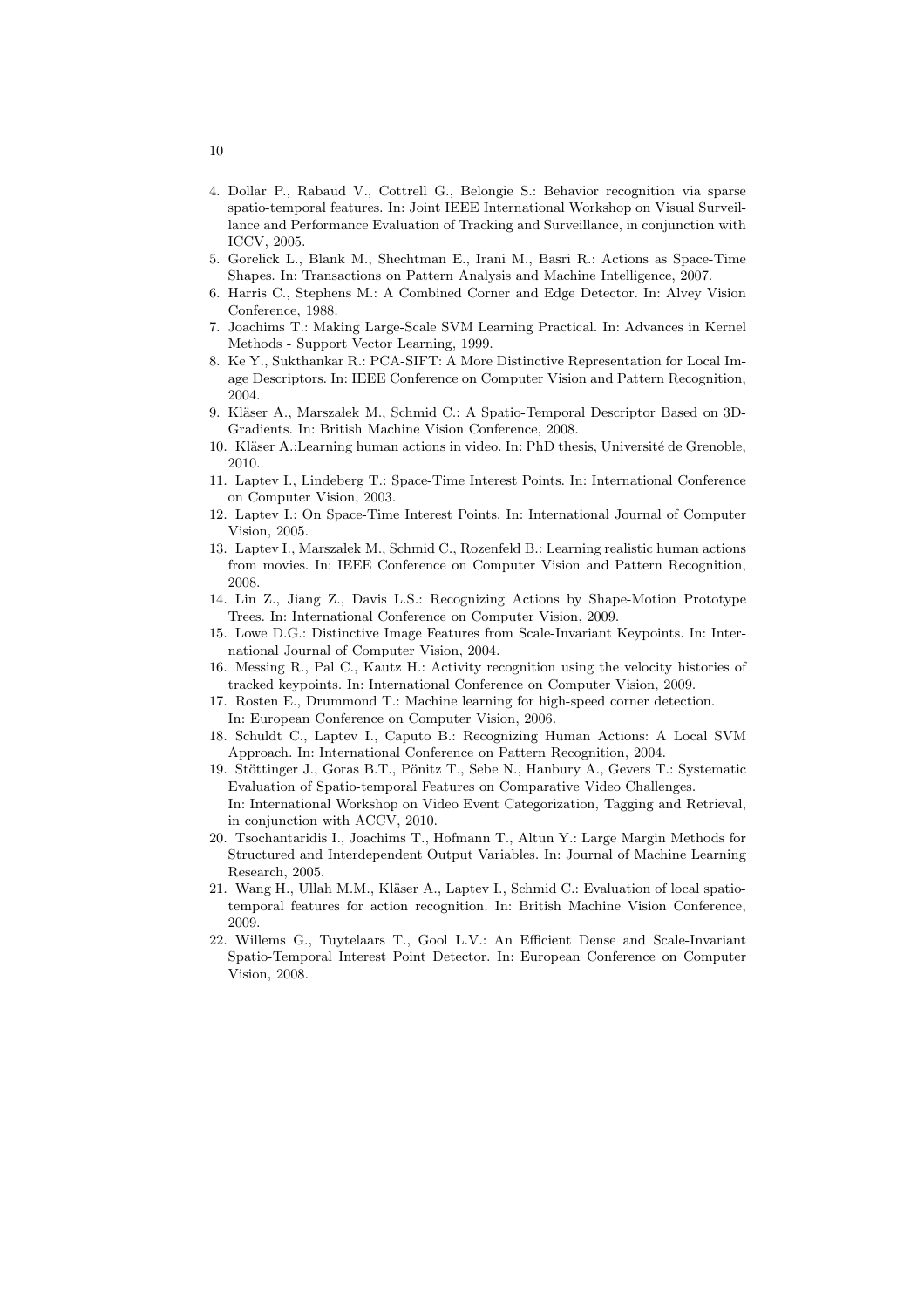4. Dollar P., Rabaud V., Cottrell G., Belongie S.: Behavior recognition via sparse spatio-temporal features. In: Joint IEEE International Workshop on Visual Surveillance and Performance Evaluation of Tracking and Surveillance, in conjunction with ICCV, 2005.
5. Gorelick L., Blank M., Shechtman E., Irani M., Basri R.: Actions as Space-Time Shapes. In: Transactions on Pattern Analysis and Machine Intelligence, 2007.
6. Harris C., Stephens M.: A Combined Corner and Edge Detector. In: Alvey Vision Conference, 1988.
7. Joachims T.: Making Large-Scale SVM Learning Practical. In: Advances in Kernel Methods - Support Vector Learning, 1999.
8. Ke Y., Sukthankar R.: PCA-SIFT: A More Distinctive Representation for Local Image Descriptors. In: IEEE Conference on Computer Vision and Pattern Recognition, 2004.
9. Kläser A., Marszałek M., Schmid C.: A Spatio-Temporal Descriptor Based on 3D-Gradients. In: British Machine Vision Conference, 2008.
10. Kläser A.:Learning human actions in video. In: PhD thesis, Université de Grenoble, 2010.
11. Laptev I., Lindeberg T.: Space-Time Interest Points. In: International Conference on Computer Vision, 2003.
12. Laptev I.: On Space-Time Interest Points. In: International Journal of Computer Vision, 2005.
13. Laptev I., Marszałek M., Schmid C., Rozenfeld B.: Learning realistic human actions from movies. In: IEEE Conference on Computer Vision and Pattern Recognition, 2008.
14. Lin Z., Jiang Z., Davis L.S.: Recognizing Actions by Shape-Motion Prototype Trees. In: International Conference on Computer Vision, 2009.
15. Lowe D.G.: Distinctive Image Features from Scale-Invariant Keypoints. In: International Journal of Computer Vision, 2004.
16. Messing R., Pal C., Kautz H.: Activity recognition using the velocity histories of tracked keypoints. In: International Conference on Computer Vision, 2009.
17. Rosten E., Drummond T.: Machine learning for high-speed corner detection. In: European Conference on Computer Vision, 2006.
18. Schuldt C., Laptev I., Caputo B.: Recognizing Human Actions: A Local SVM Approach. In: International Conference on Pattern Recognition, 2004.
19. Stöttinger J., Goras B.T., Pönitz T., Sebe N., Hanbury A., Gevers T.: Systematic Evaluation of Spatio-temporal Features on Comparative Video Challenges. In: International Workshop on Video Event Categorization, Tagging and Retrieval, in conjunction with ACCV, 2010.
20. Tsochantaridis I., Joachims T., Hofmann T., Altun Y.: Large Margin Methods for Structured and Interdependent Output Variables. In: Journal of Machine Learning Research, 2005.
21. Wang H., Ullah M.M., Kläser A., Laptev I., Schmid C.: Evaluation of local spatio-temporal features for action recognition. In: British Machine Vision Conference, 2009.
22. Willems G., Tuytelaars T., Gool L.V.: An Efficient Dense and Scale-Invariant Spatio-Temporal Interest Point Detector. In: European Conference on Computer Vision, 2008.